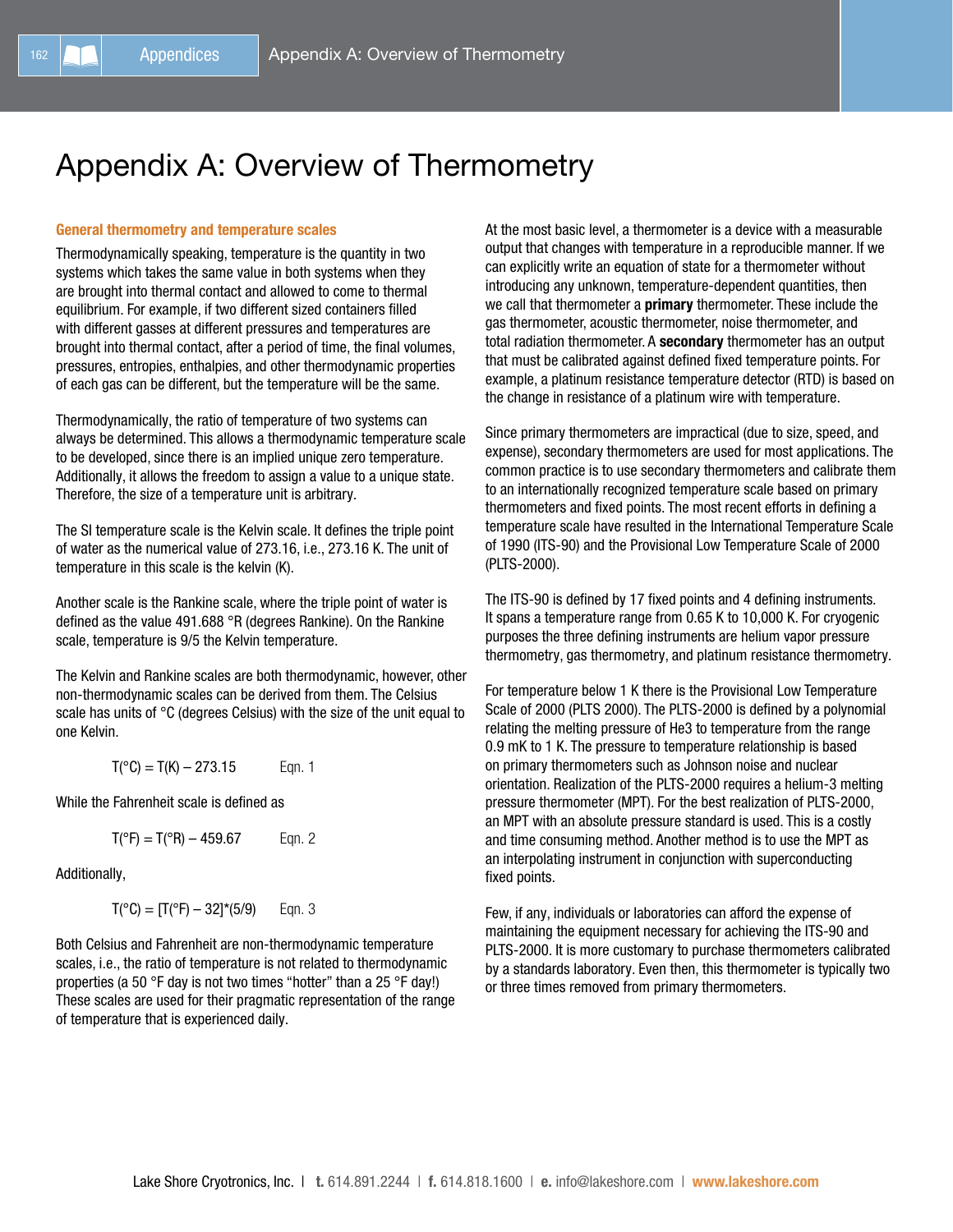# Appendix A: Overview of Thermometry

### General thermometry and temperature scales

Thermodynamically speaking, temperature is the quantity in two systems which takes the same value in both systems when they are brought into thermal contact and allowed to come to thermal equilibrium. For example, if two different sized containers filled with different gasses at different pressures and temperatures are brought into thermal contact, after a period of time, the final volumes, pressures, entropies, enthalpies, and other thermodynamic properties of each gas can be different, but the temperature will be the same.

Thermodynamically, the ratio of temperature of two systems can always be determined. This allows a thermodynamic temperature scale to be developed, since there is an implied unique zero temperature. Additionally, it allows the freedom to assign a value to a unique state. Therefore, the size of a temperature unit is arbitrary.

The SI temperature scale is the Kelvin scale. It defines the triple point of water as the numerical value of 273.16, i.e., 273.16 K. The unit of temperature in this scale is the kelvin (K).

Another scale is the Rankine scale, where the triple point of water is defined as the value 491.688 °R (degrees Rankine). On the Rankine scale, temperature is 9/5 the Kelvin temperature.

The Kelvin and Rankine scales are both thermodynamic, however, other non-thermodynamic scales can be derived from them. The Celsius scale has units of °C (degrees Celsius) with the size of the unit equal to one Kelvin.

$$T(°C) = T(K) - 273.15 \qquad \text{Eqn. 1}$$

While the Fahrenheit scale is defined as

$$T(°F) = T(°R) - 459.67 \qquad \text{Eqn. 2}$$

Additionally,

$$T(°C) = [T(°F) - 32]*(5/9) \qquad \text{Eqn. 3}$$

Both Celsius and Fahrenheit are non-thermodynamic temperature scales, i.e., the ratio of temperature is not related to thermodynamic properties (a 50 °F day is not two times "hotter" than a 25 °F day!) These scales are used for their pragmatic representation of the range of temperature that is experienced daily.

At the most basic level, a thermometer is a device with a measurable output that changes with temperature in a reproducible manner. If we can explicitly write an equation of state for a thermometer without introducing any unknown, temperature-dependent quantities, then we call that thermometer a **primary** thermometer. These include the gas thermometer, acoustic thermometer, noise thermometer, and total radiation thermometer. A **secondary** thermometer has an output that must be calibrated against defined fixed temperature points. For example, a platinum resistance temperature detector (RTD) is based on the change in resistance of a platinum wire with temperature.

Since primary thermometers are impractical (due to size, speed, and expense), secondary thermometers are used for most applications. The common practice is to use secondary thermometers and calibrate them to an internationally recognized temperature scale based on primary thermometers and fixed points. The most recent efforts in defining a temperature scale have resulted in the International Temperature Scale of 1990 (ITS-90) and the Provisional Low Temperature Scale of 2000 (PLTS-2000).

The ITS-90 is defined by 17 fixed points and 4 defining instruments. It spans a temperature range from 0.65 K to 10,000 K. For cryogenic purposes the three defining instruments are helium vapor pressure thermometry, gas thermometry, and platinum resistance thermometry.

For temperature below 1 K there is the Provisional Low Temperature Scale of 2000 (PLTS 2000). The PLTS-2000 is defined by a polynomial relating the melting pressure of He3 to temperature from the range 0.9 mK to 1 K. The pressure to temperature relationship is based on primary thermometers such as Johnson noise and nuclear orientation. Realization of the PLTS-2000 requires a helium-3 melting pressure thermometer (MPT). For the best realization of PLTS-2000, an MPT with an absolute pressure standard is used. This is a costly and time consuming method. Another method is to use the MPT as an interpolating instrument in conjunction with superconducting fixed points.

Few, if any, individuals or laboratories can afford the expense of maintaining the equipment necessary for achieving the ITS-90 and PLTS-2000. It is more customary to purchase thermometers calibrated by a standards laboratory. Even then, this thermometer is typically two or three times removed from primary thermometers.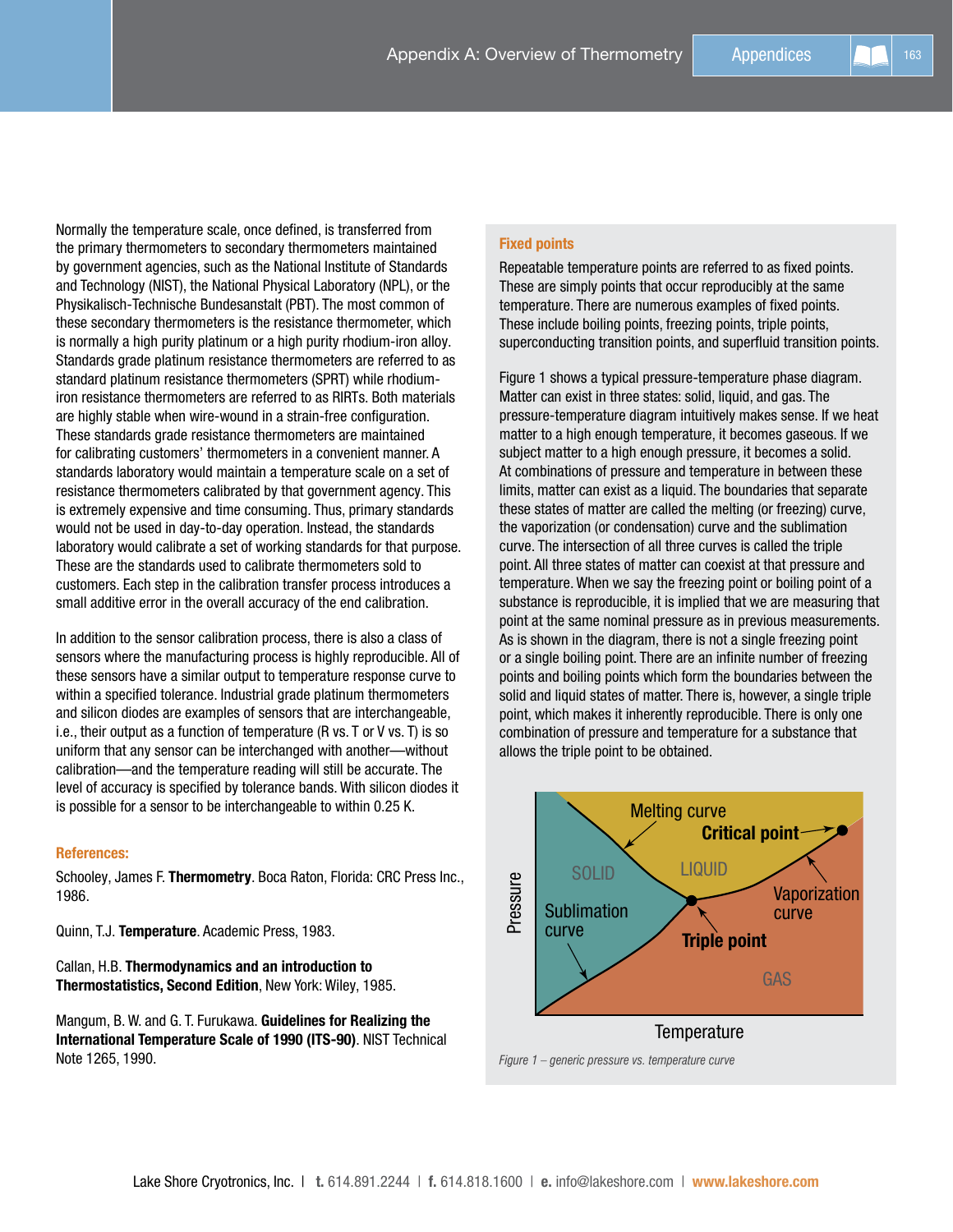Normally the temperature scale, once defined, is transferred from the primary thermometers to secondary thermometers maintained by government agencies, such as the National Institute of Standards and Technology (NIST), the National Physical Laboratory (NPL), or the Physikalisch-Technische Bundesanstalt (PBT). The most common of these secondary thermometers is the resistance thermometer, which is normally a high purity platinum or a high purity rhodium-iron alloy. Standards grade platinum resistance thermometers are referred to as standard platinum resistance thermometers (SPRT) while rhodium-iron resistance thermometers are referred to as RIRTs. Both materials are highly stable when wire-wound in a strain-free configuration. These standards grade resistance thermometers are maintained for calibrating customers' thermometers in a convenient manner. A standards laboratory would maintain a temperature scale on a set of resistance thermometers calibrated by that government agency. This is extremely expensive and time consuming. Thus, primary standards would not be used in day-to-day operation. Instead, the standards laboratory would calibrate a set of working standards for that purpose. These are the standards used to calibrate thermometers sold to customers. Each step in the calibration transfer process introduces a small additive error in the overall accuracy of the end calibration.

In addition to the sensor calibration process, there is also a class of sensors where the manufacturing process is highly reproducible. All of these sensors have a similar output to temperature response curve to within a specified tolerance. Industrial grade platinum thermometers and silicon diodes are examples of sensors that are interchangeable, i.e., their output as a function of temperature (R vs. T or V vs. T) is so uniform that any sensor can be interchanged with another—without calibration—and the temperature reading will still be accurate. The level of accuracy is specified by tolerance bands. With silicon diodes it is possible for a sensor to be interchangeable to within 0.25 K.

### References:

Schooley, James F. **Thermometry**. Boca Raton, Florida: CRC Press Inc., 1986.

Quinn, T.J. **Temperature**. Academic Press, 1983.

Callan, H.B. **Thermodynamics and an introduction to Thermostatistics, Second Edition**, New York: Wiley, 1985.

Mangum, B. W. and G. T. Furukawa. **Guidelines for Realizing the International Temperature Scale of 1990 (ITS-90)**. NIST Technical Note 1265, 1990.

### Fixed points

Repeatable temperature points are referred to as fixed points. These are simply points that occur reproducibly at the same temperature. There are numerous examples of fixed points. These include boiling points, freezing points, triple points, superconducting transition points, and superfluid transition points.

Figure 1 shows a typical pressure-temperature phase diagram. Matter can exist in three states: solid, liquid, and gas. The pressure-temperature diagram intuitively makes sense. If we heat matter to a high enough temperature, it becomes gaseous. If we subject matter to a high enough pressure, it becomes a solid. At combinations of pressure and temperature in between these limits, matter can exist as a liquid. The boundaries that separate these states of matter are called the melting (or freezing) curve, the vaporization (or condensation) curve and the sublimation curve. The intersection of all three curves is called the triple point. All three states of matter can coexist at that pressure and temperature. When we say the freezing point or boiling point of a substance is reproducible, it is implied that we are measuring that point at the same nominal pressure as in previous measurements. As is shown in the diagram, there is not a single freezing point or a single boiling point. There are an infinite number of freezing points and boiling points which form the boundaries between the solid and liquid states of matter. There is, however, a single triple point, which makes it inherently reproducible. There is only one combination of pressure and temperature for a substance that allows the triple point to be obtained.

Melting curve
Critical point
SOLID
LIQUID
Vaporization curve
Sublimation curve
Triple point
GAS
Pressure
Temperature

*Figure 1 – generic pressure vs. temperature curve*